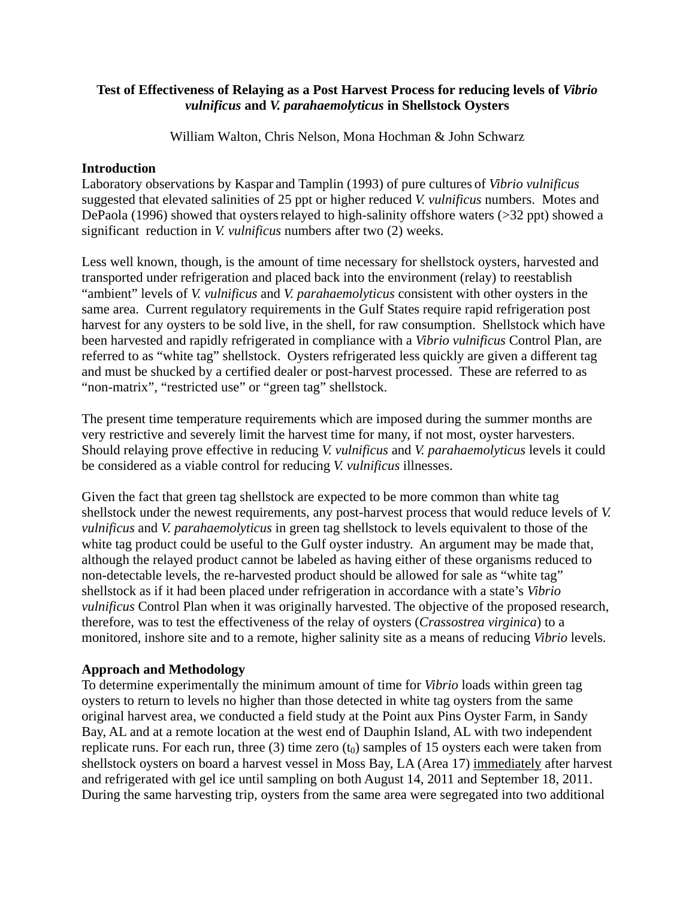**Test of Effectiveness of Relaying as a Post Harvest Process for reducing levels of *Vibrio vulnificus* and *V. parahaemolyticus* in Shellstock Oysters**

William Walton, Chris Nelson, Mona Hochman & John Schwarz

## Introduction

Laboratory observations by Kaspar and Tamplin (1993) of pure cultures of *Vibrio vulnificus* suggested that elevated salinities of 25 ppt or higher reduced *V. vulnificus* numbers. Motes and DePaola (1996) showed that oysters relayed to high-salinity offshore waters (>32 ppt) showed a significant reduction in *V. vulnificus* numbers after two (2) weeks.

Less well known, though, is the amount of time necessary for shellstock oysters, harvested and transported under refrigeration and placed back into the environment (relay) to reestablish "ambient" levels of *V. vulnificus* and *V. parahaemolyticus* consistent with other oysters in the same area. Current regulatory requirements in the Gulf States require rapid refrigeration post harvest for any oysters to be sold live, in the shell, for raw consumption. Shellstock which have been harvested and rapidly refrigerated in compliance with a *Vibrio vulnificus* Control Plan, are referred to as "white tag" shellstock. Oysters refrigerated less quickly are given a different tag and must be shucked by a certified dealer or post-harvest processed. These are referred to as "non-matrix", "restricted use" or "green tag" shellstock.

The present time temperature requirements which are imposed during the summer months are very restrictive and severely limit the harvest time for many, if not most, oyster harvesters. Should relaying prove effective in reducing *V. vulnificus* and *V. parahaemolyticus* levels it could be considered as a viable control for reducing *V. vulnificus* illnesses.

Given the fact that green tag shellstock are expected to be more common than white tag shellstock under the newest requirements, any post-harvest process that would reduce levels of *V. vulnificus* and *V. parahaemolyticus* in green tag shellstock to levels equivalent to those of the white tag product could be useful to the Gulf oyster industry. An argument may be made that, although the relayed product cannot be labeled as having either of these organisms reduced to non-detectable levels, the re-harvested product should be allowed for sale as "white tag" shellstock as if it had been placed under refrigeration in accordance with a state's *Vibrio vulnificus* Control Plan when it was originally harvested. The objective of the proposed research, therefore, was to test the effectiveness of the relay of oysters (*Crassostrea virginica*) to a monitored, inshore site and to a remote, higher salinity site as a means of reducing *Vibrio* levels.

## Approach and Methodology

To determine experimentally the minimum amount of time for *Vibrio* loads within green tag oysters to return to levels no higher than those detected in white tag oysters from the same original harvest area, we conducted a field study at the Point aux Pins Oyster Farm, in Sandy Bay, AL and at a remote location at the west end of Dauphin Island, AL with two independent replicate runs. For each run, three (3) time zero ($t_0$) samples of 15 oysters each were taken from shellstock oysters on board a harvest vessel in Moss Bay, LA (Area 17) immediately after harvest and refrigerated with gel ice until sampling on both August 14, 2011 and September 18, 2011. During the same harvesting trip, oysters from the same area were segregated into two additional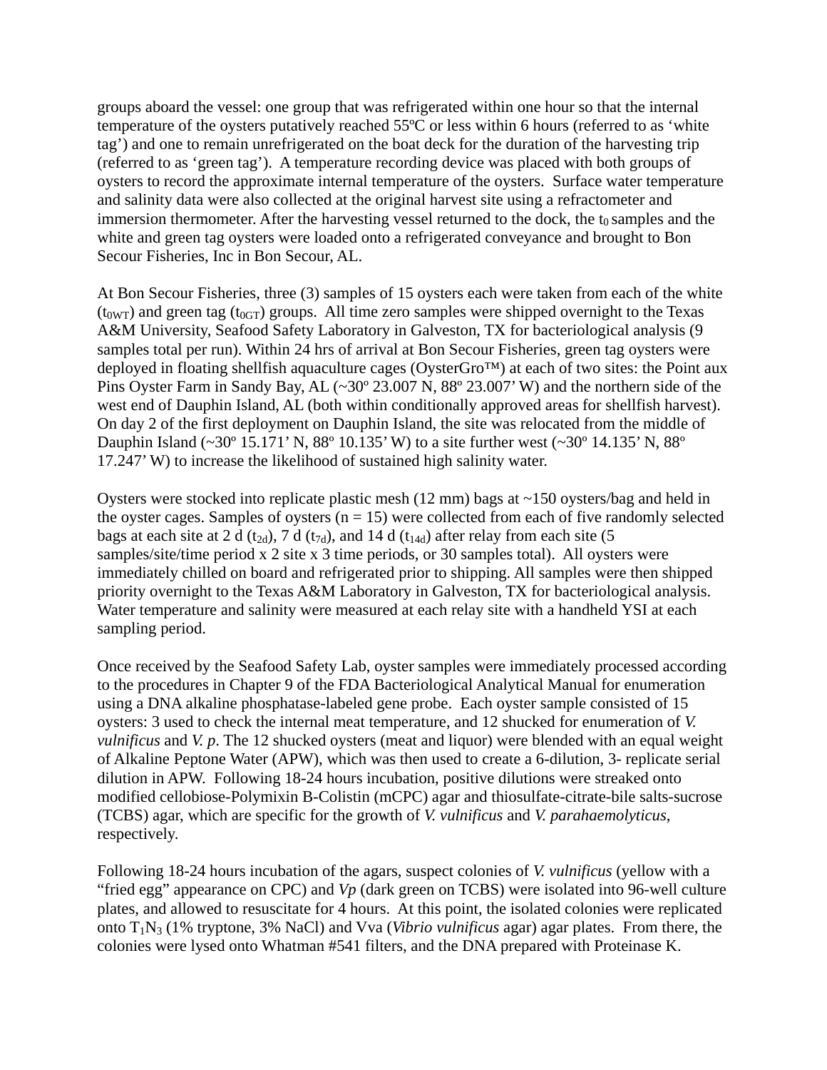groups aboard the vessel: one group that was refrigerated within one hour so that the internal temperature of the oysters putatively reached 55ºC or less within 6 hours (referred to as 'white tag') and one to remain unrefrigerated on the boat deck for the duration of the harvesting trip (referred to as 'green tag'). A temperature recording device was placed with both groups of oysters to record the approximate internal temperature of the oysters. Surface water temperature and salinity data were also collected at the original harvest site using a refractometer and immersion thermometer. After the harvesting vessel returned to the dock, the $t_0$ samples and the white and green tag oysters were loaded onto a refrigerated conveyance and brought to Bon Secour Fisheries, Inc in Bon Secour, AL.

At Bon Secour Fisheries, three (3) samples of 15 oysters each were taken from each of the white ($t_{0WT}$) and green tag ($t_{0GT}$) groups. All time zero samples were shipped overnight to the Texas A&M University, Seafood Safety Laboratory in Galveston, TX for bacteriological analysis (9 samples total per run). Within 24 hrs of arrival at Bon Secour Fisheries, green tag oysters were deployed in floating shellfish aquaculture cages (OysterGro™) at each of two sites: the Point aux Pins Oyster Farm in Sandy Bay, AL (~30º 23.007 N, 88º 23.007' W) and the northern side of the west end of Dauphin Island, AL (both within conditionally approved areas for shellfish harvest). On day 2 of the first deployment on Dauphin Island, the site was relocated from the middle of Dauphin Island (~30º 15.171' N, 88º 10.135' W) to a site further west (~30º 14.135' N, 88º 17.247' W) to increase the likelihood of sustained high salinity water.

Oysters were stocked into replicate plastic mesh (12 mm) bags at ~150 oysters/bag and held in the oyster cages. Samples of oysters (n = 15) were collected from each of five randomly selected bags at each site at 2 d ($t_{2d}$), 7 d ($t_{7d}$), and 14 d ($t_{14d}$) after relay from each site (5 samples/site/time period x 2 site x 3 time periods, or 30 samples total). All oysters were immediately chilled on board and refrigerated prior to shipping. All samples were then shipped priority overnight to the Texas A&M Laboratory in Galveston, TX for bacteriological analysis. Water temperature and salinity were measured at each relay site with a handheld YSI at each sampling period.

Once received by the Seafood Safety Lab, oyster samples were immediately processed according to the procedures in Chapter 9 of the FDA Bacteriological Analytical Manual for enumeration using a DNA alkaline phosphatase-labeled gene probe. Each oyster sample consisted of 15 oysters: 3 used to check the internal meat temperature, and 12 shucked for enumeration of *V. vulnificus* and *V. p*. The 12 shucked oysters (meat and liquor) were blended with an equal weight of Alkaline Peptone Water (APW), which was then used to create a 6-dilution, 3- replicate serial dilution in APW. Following 18-24 hours incubation, positive dilutions were streaked onto modified cellobiose-Polymixin B-Colistin (mCPC) agar and thiosulfate-citrate-bile salts-sucrose (TCBS) agar, which are specific for the growth of *V. vulnificus* and *V. parahaemolyticus*, respectively.

Following 18-24 hours incubation of the agars, suspect colonies of *V. vulnificus* (yellow with a "fried egg" appearance on CPC) and *Vp* (dark green on TCBS) were isolated into 96-well culture plates, and allowed to resuscitate for 4 hours. At this point, the isolated colonies were replicated onto $T_1N_3$ (1% tryptone, 3% NaCl) and Vva (*Vibrio vulnificus* agar) agar plates. From there, the colonies were lysed onto Whatman #541 filters, and the DNA prepared with Proteinase K.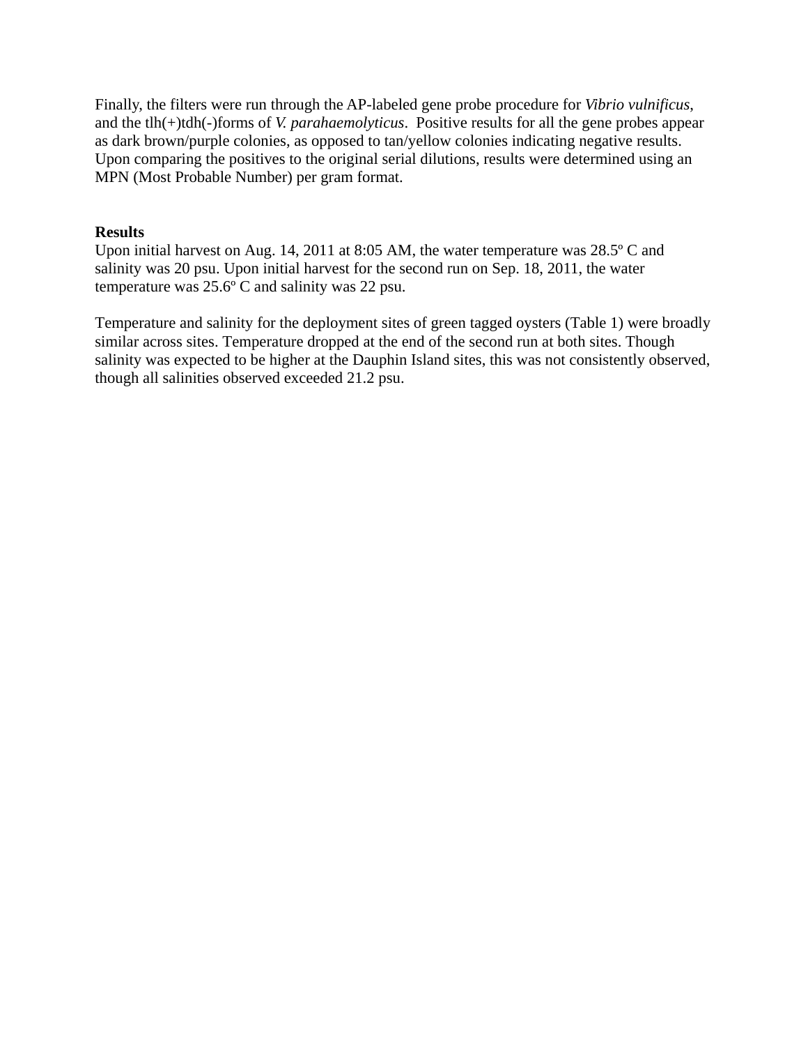Finally, the filters were run through the AP-labeled gene probe procedure for *Vibrio vulnificus*, and the tlh(+)tdh(-)forms of *V. parahaemolyticus*.  Positive results for all the gene probes appear as dark brown/purple colonies, as opposed to tan/yellow colonies indicating negative results. Upon comparing the positives to the original serial dilutions, results were determined using an MPN (Most Probable Number) per gram format.

**Results**

Upon initial harvest on Aug. 14, 2011 at 8:05 AM, the water temperature was 28.5º C and salinity was 20 psu. Upon initial harvest for the second run on Sep. 18, 2011, the water temperature was 25.6º C and salinity was 22 psu.

Temperature and salinity for the deployment sites of green tagged oysters (Table 1) were broadly similar across sites. Temperature dropped at the end of the second run at both sites. Though salinity was expected to be higher at the Dauphin Island sites, this was not consistently observed, though all salinities observed exceeded 21.2 psu.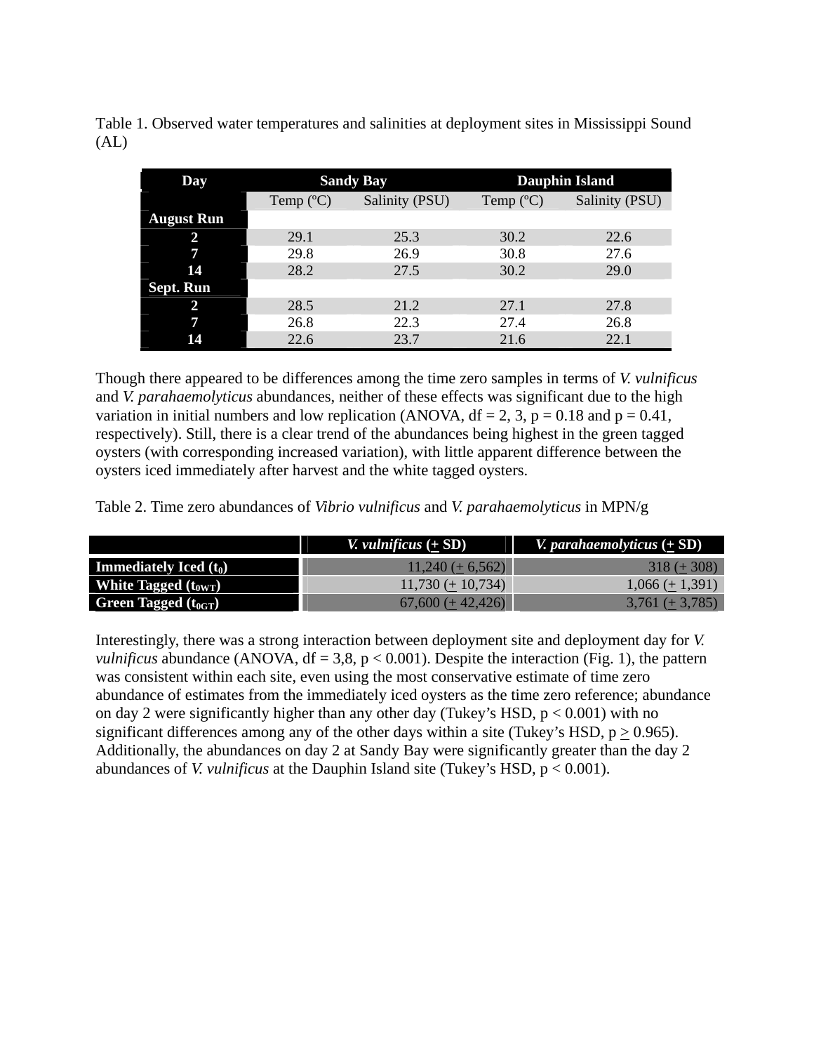Table 1. Observed water temperatures and salinities at deployment sites in Mississippi Sound (AL)

| Day | Sandy Bay | | Dauphin Island | |
|---|---|---|---|---|
| | Temp (ºC) | Salinity (PSU) | Temp (ºC) | Salinity (PSU) |
| **August Run** | | | | |
| **2** | 29.1 | 25.3 | 30.2 | 22.6 |
| **7** | 29.8 | 26.9 | 30.8 | 27.6 |
| **14** | 28.2 | 27.5 | 30.2 | 29.0 |
| **Sept. Run** | | | | |
| **2** | 28.5 | 21.2 | 27.1 | 27.8 |
| **7** | 26.8 | 22.3 | 27.4 | 26.8 |
| **14** | 22.6 | 23.7 | 21.6 | 22.1 |

Though there appeared to be differences among the time zero samples in terms of *V. vulnificus* and *V. parahaemolyticus* abundances, neither of these effects was significant due to the high variation in initial numbers and low replication (ANOVA, df = 2, 3, $p = 0.18$ and $p = 0.41$, respectively). Still, there is a clear trend of the abundances being highest in the green tagged oysters (with corresponding increased variation), with little apparent difference between the oysters iced immediately after harvest and the white tagged oysters.

Table 2. Time zero abundances of *Vibrio vulnificus* and *V. parahaemolyticus* in MPN/g

| | *V. vulnificus* (± SD) | *V. parahaemolyticus* (± SD) |
|---|---|---|
| **Immediately Iced ($t_0$)** | 11,240 (± 6,562) | 318 (± 308) |
| **White Tagged ($t_{0WT}$)** | 11,730 (± 10,734) | 1,066 (± 1,391) |
| **Green Tagged ($t_{0GT}$)** | 67,600 (± 42,426) | 3,761 (± 3,785) |

Interestingly, there was a strong interaction between deployment site and deployment day for *V. vulnificus* abundance (ANOVA, df = 3,8, $p < 0.001$). Despite the interaction (Fig. 1), the pattern was consistent within each site, even using the most conservative estimate of time zero abundance of estimates from the immediately iced oysters as the time zero reference; abundance on day 2 were significantly higher than any other day (Tukey's HSD, $p < 0.001$) with no significant differences among any of the other days within a site (Tukey's HSD, $p \geq 0.965$). Additionally, the abundances on day 2 at Sandy Bay were significantly greater than the day 2 abundances of *V. vulnificus* at the Dauphin Island site (Tukey's HSD, $p < 0.001$).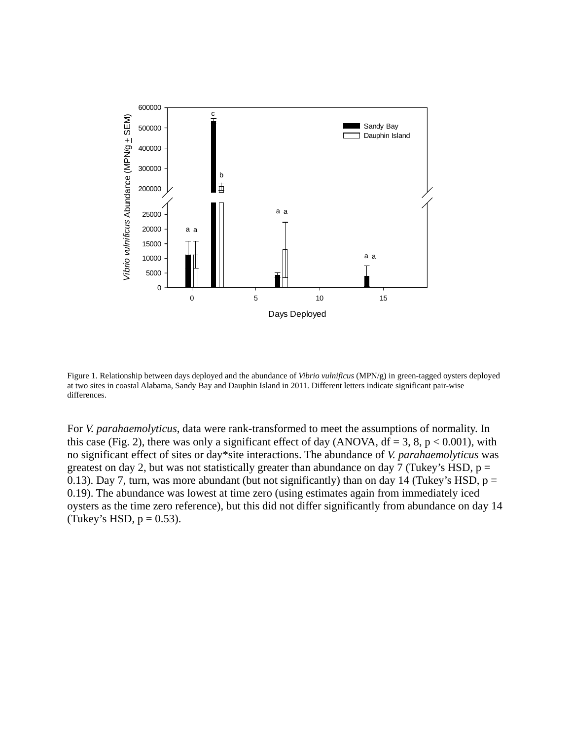Figure 1. Relationship between days deployed and the abundance of *Vibrio vulnificus* (MPN/g) in green-tagged oysters deployed at two sites in coastal Alabama, Sandy Bay and Dauphin Island in 2011. Different letters indicate significant pair-wise differences.

For *V. parahaemolyticus*, data were rank-transformed to meet the assumptions of normality. In this case (Fig. 2), there was only a significant effect of day (ANOVA, df = 3, 8, $p < 0.001$), with no significant effect of sites or day*site interactions. The abundance of *V. parahaemolyticus* was greatest on day 2, but was not statistically greater than abundance on day 7 (Tukey's HSD, $p = 0.13$). Day 7, turn, was more abundant (but not significantly) than on day 14 (Tukey's HSD, $p = 0.19$). The abundance was lowest at time zero (using estimates again from immediately iced oysters as the time zero reference), but this did not differ significantly from abundance on day 14 (Tukey's HSD, $p = 0.53$).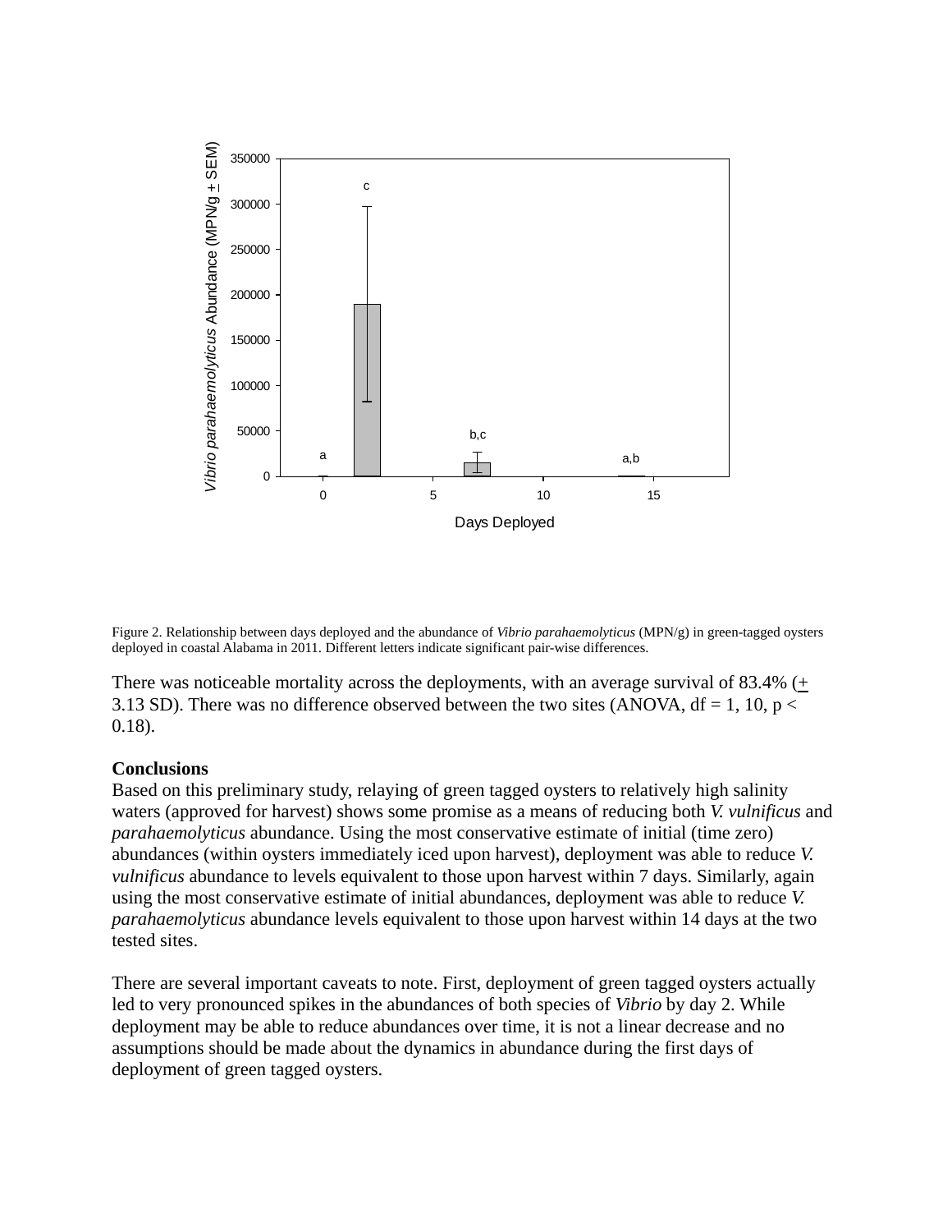Figure 2. Relationship between days deployed and the abundance of *Vibrio parahaemolyticus* (MPN/g) in green-tagged oysters deployed in coastal Alabama in 2011. Different letters indicate significant pair-wise differences.

There was noticeable mortality across the deployments, with an average survival of 83.4% (± 3.13 SD). There was no difference observed between the two sites (ANOVA, df = 1, 10, $p < 0.18$).

**Conclusions**

Based on this preliminary study, relaying of green tagged oysters to relatively high salinity waters (approved for harvest) shows some promise as a means of reducing both *V. vulnificus* and *parahaemolyticus* abundance. Using the most conservative estimate of initial (time zero) abundances (within oysters immediately iced upon harvest), deployment was able to reduce *V. vulnificus* abundance to levels equivalent to those upon harvest within 7 days. Similarly, again using the most conservative estimate of initial abundances, deployment was able to reduce *V. parahaemolyticus* abundance levels equivalent to those upon harvest within 14 days at the two tested sites.

There are several important caveats to note. First, deployment of green tagged oysters actually led to very pronounced spikes in the abundances of both species of *Vibrio* by day 2. While deployment may be able to reduce abundances over time, it is not a linear decrease and no assumptions should be made about the dynamics in abundance during the first days of deployment of green tagged oysters.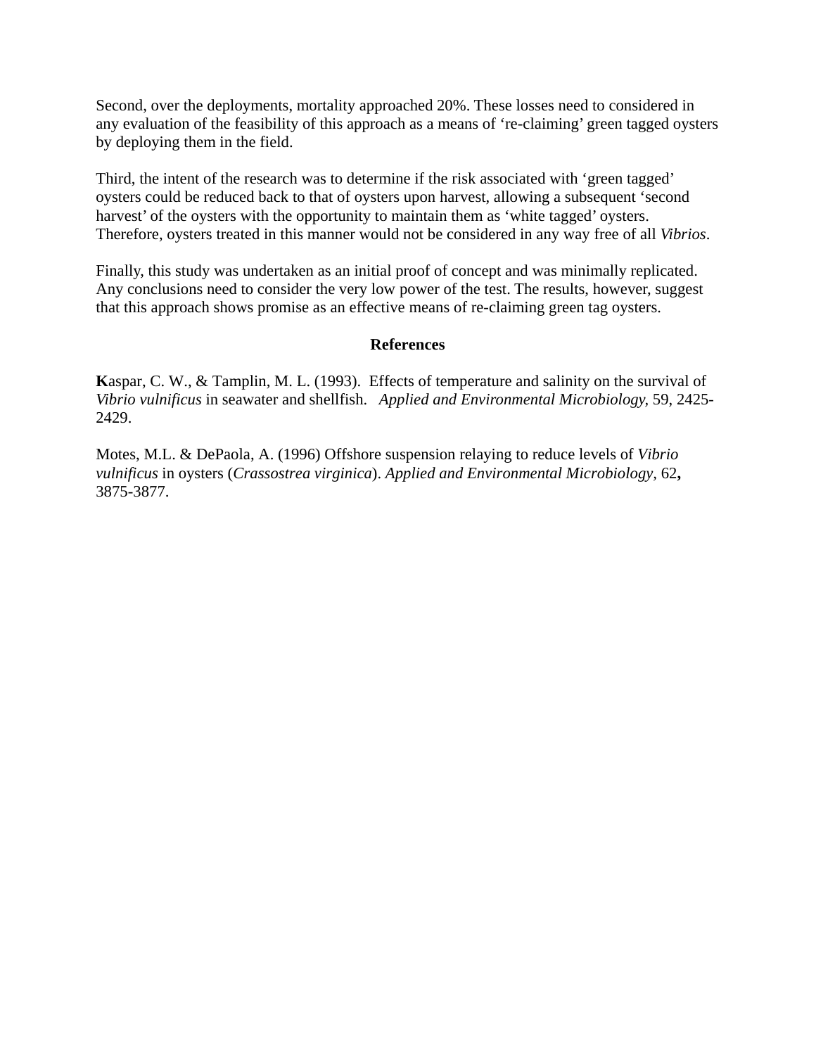Second, over the deployments, mortality approached 20%. These losses need to considered in any evaluation of the feasibility of this approach as a means of 're-claiming' green tagged oysters by deploying them in the field.

Third, the intent of the research was to determine if the risk associated with 'green tagged' oysters could be reduced back to that of oysters upon harvest, allowing a subsequent 'second harvest' of the oysters with the opportunity to maintain them as 'white tagged' oysters. Therefore, oysters treated in this manner would not be considered in any way free of all *Vibrios*.

Finally, this study was undertaken as an initial proof of concept and was minimally replicated. Any conclusions need to consider the very low power of the test. The results, however, suggest that this approach shows promise as an effective means of re-claiming green tag oysters.

## References

**K**aspar, C. W., & Tamplin, M. L. (1993). Effects of temperature and salinity on the survival of *Vibrio vulnificus* in seawater and shellfish. *Applied and Environmental Microbiology,* 59, 2425-2429.

Motes, M.L. & DePaola, A. (1996) Offshore suspension relaying to reduce levels of *Vibrio vulnificus* in oysters (*Crassostrea virginica*). *Applied and Environmental Microbiology,* 62**,** 3875-3877.